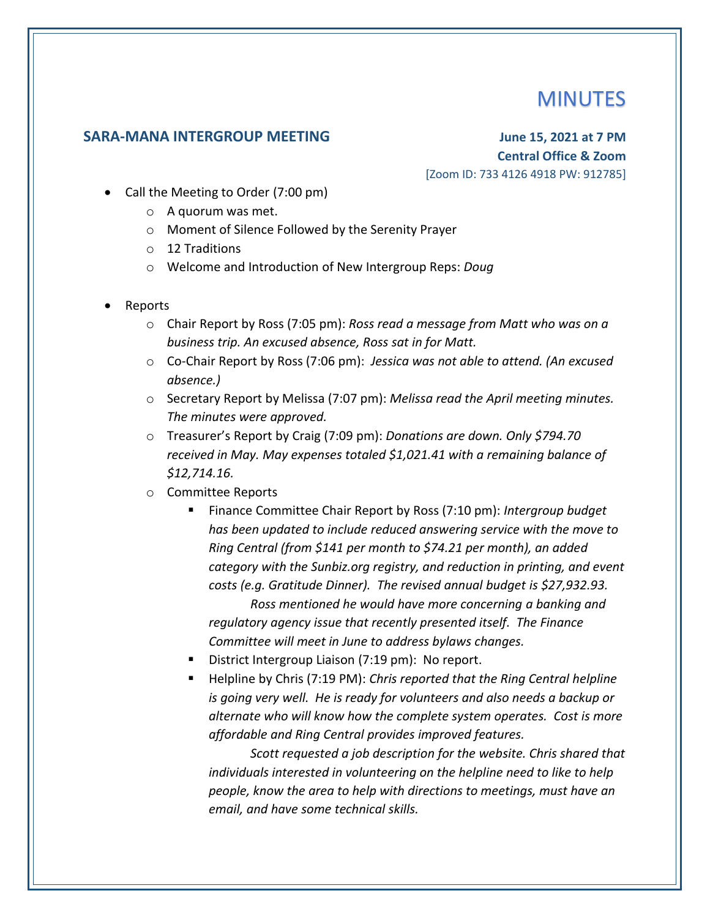# MINUTES

## SARA-MANA INTERGROUP MEETING

**June 15, 2021 at 7 PM**
**Central Office & Zoom**
[Zoom ID: 733 4126 4918 PW: 912785]

- Call the Meeting to Order (7:00 pm)
  - A quorum was met.
  - Moment of Silence Followed by the Serenity Prayer
  - 12 Traditions
  - Welcome and Introduction of New Intergroup Reps: *Doug*

- Reports
  - Chair Report by Ross (7:05 pm): *Ross read a message from Matt who was on a business trip. An excused absence, Ross sat in for Matt.*
  - Co-Chair Report by Ross (7:06 pm): *Jessica was not able to attend. (An excused absence.)*
  - Secretary Report by Melissa (7:07 pm): *Melissa read the April meeting minutes. The minutes were approved.*
  - Treasurer's Report by Craig (7:09 pm): *Donations are down. Only $794.70 received in May. May expenses totaled $1,021.41 with a remaining balance of $12,714.16.*
  - Committee Reports
    - Finance Committee Chair Report by Ross (7:10 pm): *Intergroup budget has been updated to include reduced answering service with the move to Ring Central (from $141 per month to $74.21 per month), an added category with the Sunbiz.org registry, and reduction in printing, and event costs (e.g. Gratitude Dinner). The revised annual budget is $27,932.93.*

      *Ross mentioned he would have more concerning a banking and regulatory agency issue that recently presented itself. The Finance Committee will meet in June to address bylaws changes.*
    - District Intergroup Liaison (7:19 pm): No report.
    - Helpline by Chris (7:19 PM): *Chris reported that the Ring Central helpline is going very well. He is ready for volunteers and also needs a backup or alternate who will know how the complete system operates. Cost is more affordable and Ring Central provides improved features.*

      *Scott requested a job description for the website. Chris shared that individuals interested in volunteering on the helpline need to like to help people, know the area to help with directions to meetings, must have an email, and have some technical skills.*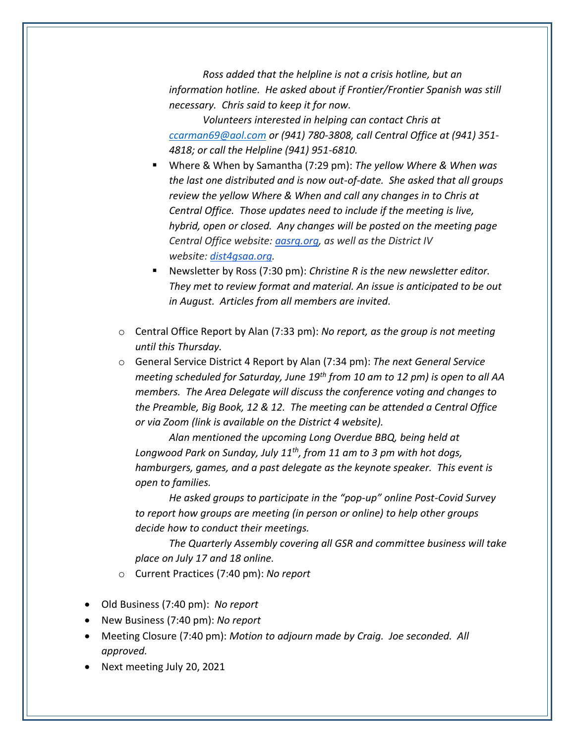Ross added that the helpline is not a crisis hotline, but an information hotline. He asked about if Frontier/Frontier Spanish was still necessary. Chris said to keep it for now.

Volunteers interested in helping can contact Chris at [ccarman69@aol.com](mailto:ccarman69@aol.com) or (941) 780-3808, call Central Office at (941) 351-4818; or call the Helpline (941) 951-6810.

        - Where & When by Samantha (7:29 pm): *The yellow Where & When was the last one distributed and is now out-of-date. She asked that all groups review the yellow Where & When and call any changes in to Chris at Central Office. Those updates need to include if the meeting is live, hybrid, open or closed. Any changes will be posted on the meeting page Central Office website: [aasrq.org](http://aasrq.org), as well as the District IV website: [dist4gsaa.org](http://dist4gsaa.org).*
        - Newsletter by Ross (7:30 pm): *Christine R is the new newsletter editor. They met to review format and material. An issue is anticipated to be out in August. Articles from all members are invited.*

    - Central Office Report by Alan (7:33 pm): *No report, as the group is not meeting until this Thursday.*
    - General Service District 4 Report by Alan (7:34 pm): *The next General Service meeting scheduled for Saturday, June 19th from 10 am to 12 pm) is open to all AA members. The Area Delegate will discuss the conference voting and changes to the Preamble, Big Book, 12 & 12. The meeting can be attended a Central Office or via Zoom (link is available on the District 4 website).*

      *Alan mentioned the upcoming Long Overdue BBQ, being held at Longwood Park on Sunday, July 11th, from 11 am to 3 pm with hot dogs, hamburgers, games, and a past delegate as the keynote speaker. This event is open to families.*

      *He asked groups to participate in the "pop-up" online Post-Covid Survey to report how groups are meeting (in person or online) to help other groups decide how to conduct their meetings.*

      *The Quarterly Assembly covering all GSR and committee business will take place on July 17 and 18 online.*
    - Current Practices (7:40 pm): *No report*

- Old Business (7:40 pm): *No report*
- New Business (7:40 pm): *No report*
- Meeting Closure (7:40 pm): *Motion to adjourn made by Craig. Joe seconded. All approved.*
- Next meeting July 20, 2021